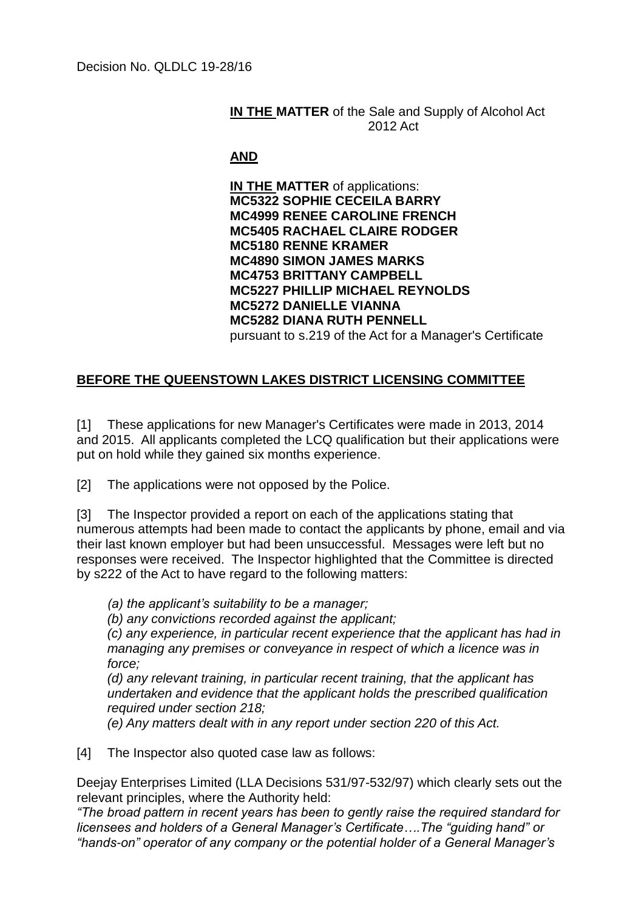Decision No. QLDLC 19-28/16

**IN THE MATTER** of the Sale and Supply of Alcohol Act 2012 Act

**AND**

**IN THE MATTER** of applications:
**MC5322 SOPHIE CECEILA BARRY**
**MC4999 RENEE CAROLINE FRENCH**
**MC5405 RACHAEL CLAIRE RODGER**
**MC5180 RENNE KRAMER**
**MC4890 SIMON JAMES MARKS**
**MC4753 BRITTANY CAMPBELL**
**MC5227 PHILLIP MICHAEL REYNOLDS**
**MC5272 DANIELLE VIANNA**
**MC5282 DIANA RUTH PENNELL**
pursuant to s.219 of the Act for a Manager's Certificate

**BEFORE THE QUEENSTOWN LAKES DISTRICT LICENSING COMMITTEE**

[1] These applications for new Manager's Certificates were made in 2013, 2014 and 2015. All applicants completed the LCQ qualification but their applications were put on hold while they gained six months experience.

[2] The applications were not opposed by the Police.

[3] The Inspector provided a report on each of the applications stating that numerous attempts had been made to contact the applicants by phone, email and via their last known employer but had been unsuccessful. Messages were left but no responses were received. The Inspector highlighted that the Committee is directed by s222 of the Act to have regard to the following matters:

*(a) the applicant's suitability to be a manager;*

*(b) any convictions recorded against the applicant;*

*(c) any experience, in particular recent experience that the applicant has had in managing any premises or conveyance in respect of which a licence was in force;*

*(d) any relevant training, in particular recent training, that the applicant has undertaken and evidence that the applicant holds the prescribed qualification required under section 218;*

*(e) Any matters dealt with in any report under section 220 of this Act.*

[4] The Inspector also quoted case law as follows:

Deejay Enterprises Limited (LLA Decisions 531/97-532/97) which clearly sets out the relevant principles, where the Authority held:
*"The broad pattern in recent years has been to gently raise the required standard for licensees and holders of a General Manager's Certificate….The "guiding hand" or "hands-on" operator of any company or the potential holder of a General Manager's*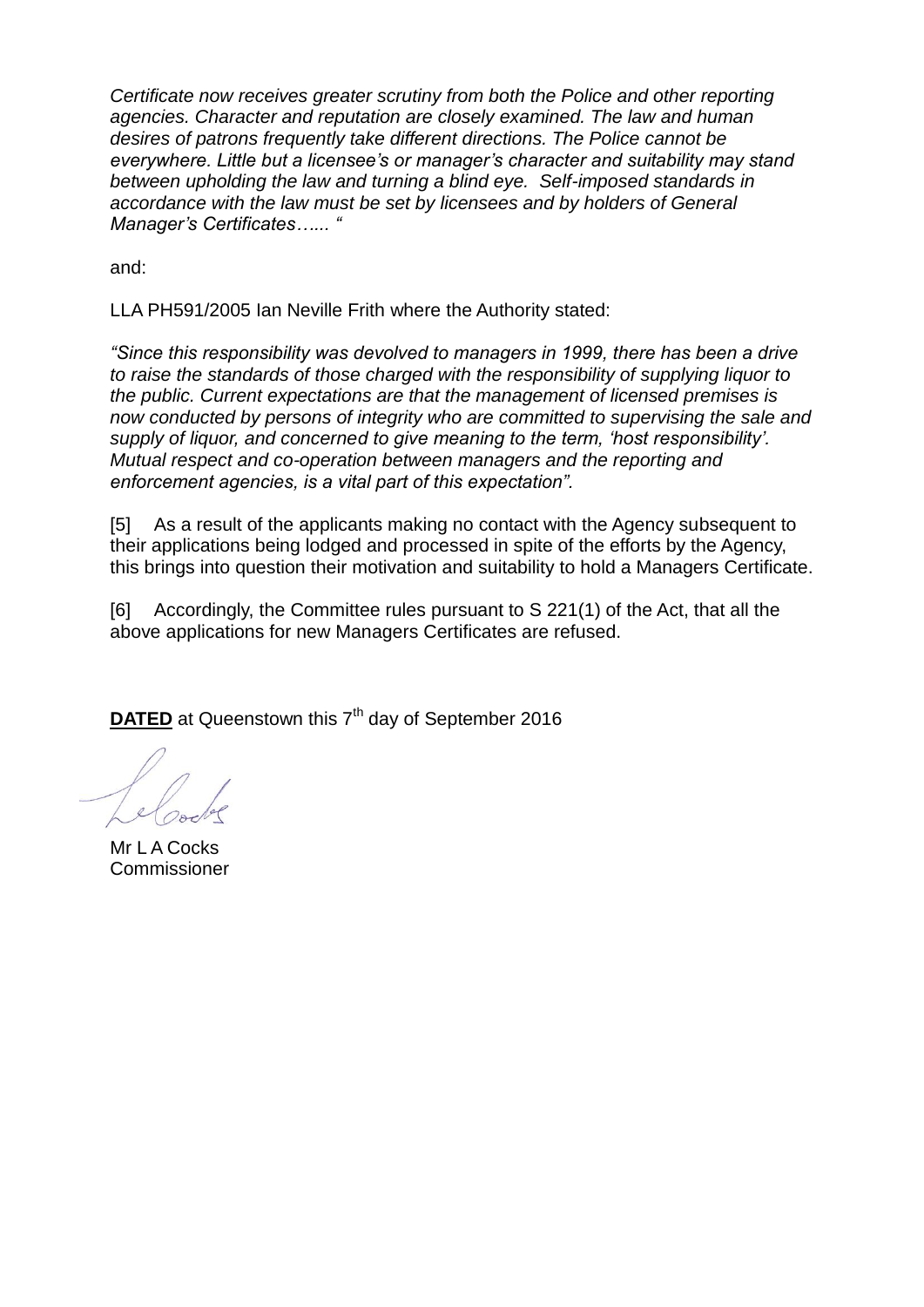*Certificate now receives greater scrutiny from both the Police and other reporting agencies. Character and reputation are closely examined. The law and human desires of patrons frequently take different directions. The Police cannot be everywhere. Little but a licensee's or manager's character and suitability may stand between upholding the law and turning a blind eye. Self-imposed standards in accordance with the law must be set by licensees and by holders of General Manager's Certificates…... "*

and:

LLA PH591/2005 Ian Neville Frith where the Authority stated:

*"Since this responsibility was devolved to managers in 1999, there has been a drive to raise the standards of those charged with the responsibility of supplying liquor to the public. Current expectations are that the management of licensed premises is now conducted by persons of integrity who are committed to supervising the sale and supply of liquor, and concerned to give meaning to the term, 'host responsibility'. Mutual respect and co-operation between managers and the reporting and enforcement agencies, is a vital part of this expectation".*

[5] As a result of the applicants making no contact with the Agency subsequent to their applications being lodged and processed in spite of the efforts by the Agency, this brings into question their motivation and suitability to hold a Managers Certificate.

[6] Accordingly, the Committee rules pursuant to S 221(1) of the Act, that all the above applications for new Managers Certificates are refused.

**DATED** at Queenstown this 7th day of September 2016

Mr L A Cocks
Commissioner